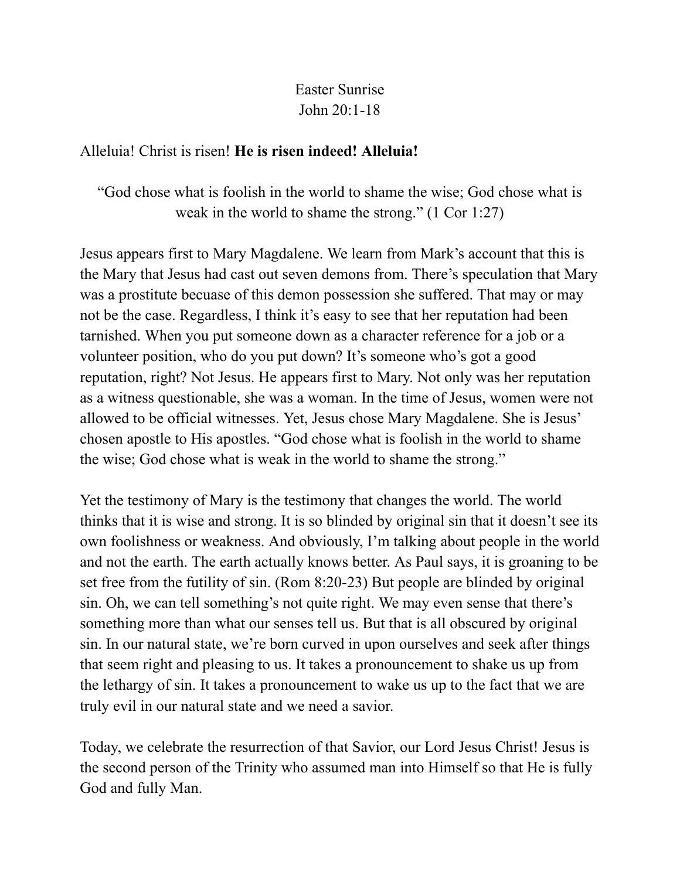# Easter Sunrise

## John 20:1-18

Alleluia! Christ is risen! **He is risen indeed! Alleluia!**

"God chose what is foolish in the world to shame the wise; God chose what is weak in the world to shame the strong." (1 Cor 1:27)

Jesus appears first to Mary Magdalene. We learn from Mark's account that this is the Mary that Jesus had cast out seven demons from. There's speculation that Mary was a prostitute becuase of this demon possession she suffered. That may or may not be the case. Regardless, I think it's easy to see that her reputation had been tarnished. When you put someone down as a character reference for a job or a volunteer position, who do you put down? It's someone who's got a good reputation, right? Not Jesus. He appears first to Mary. Not only was her reputation as a witness questionable, she was a woman. In the time of Jesus, women were not allowed to be official witnesses. Yet, Jesus chose Mary Magdalene. She is Jesus' chosen apostle to His apostles. "God chose what is foolish in the world to shame the wise; God chose what is weak in the world to shame the strong."

Yet the testimony of Mary is the testimony that changes the world. The world thinks that it is wise and strong. It is so blinded by original sin that it doesn't see its own foolishness or weakness. And obviously, I'm talking about people in the world and not the earth. The earth actually knows better. As Paul says, it is groaning to be set free from the futility of sin. (Rom 8:20-23) But people are blinded by original sin. Oh, we can tell something's not quite right. We may even sense that there's something more than what our senses tell us. But that is all obscured by original sin. In our natural state, we're born curved in upon ourselves and seek after things that seem right and pleasing to us. It takes a pronouncement to shake us up from the lethargy of sin. It takes a pronouncement to wake us up to the fact that we are truly evil in our natural state and we need a savior.

Today, we celebrate the resurrection of that Savior, our Lord Jesus Christ! Jesus is the second person of the Trinity who assumed man into Himself so that He is fully God and fully Man.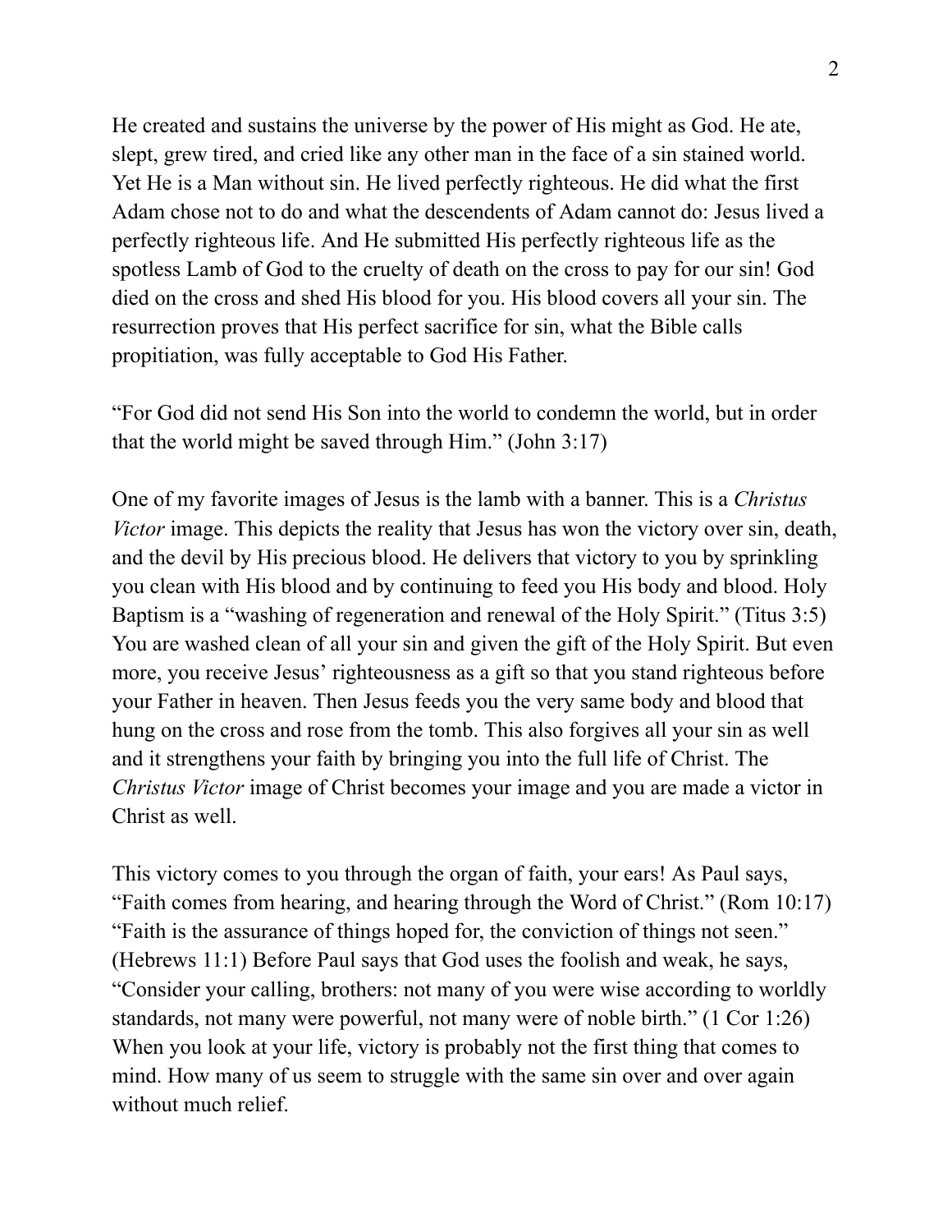He created and sustains the universe by the power of His might as God. He ate, slept, grew tired, and cried like any other man in the face of a sin stained world. Yet He is a Man without sin. He lived perfectly righteous. He did what the first Adam chose not to do and what the descendents of Adam cannot do: Jesus lived a perfectly righteous life. And He submitted His perfectly righteous life as the spotless Lamb of God to the cruelty of death on the cross to pay for our sin! God died on the cross and shed His blood for you. His blood covers all your sin. The resurrection proves that His perfect sacrifice for sin, what the Bible calls propitiation, was fully acceptable to God His Father.

"For God did not send His Son into the world to condemn the world, but in order that the world might be saved through Him." (John 3:17)

One of my favorite images of Jesus is the lamb with a banner. This is a *Christus Victor* image. This depicts the reality that Jesus has won the victory over sin, death, and the devil by His precious blood. He delivers that victory to you by sprinkling you clean with His blood and by continuing to feed you His body and blood. Holy Baptism is a "washing of regeneration and renewal of the Holy Spirit." (Titus 3:5) You are washed clean of all your sin and given the gift of the Holy Spirit. But even more, you receive Jesus' righteousness as a gift so that you stand righteous before your Father in heaven. Then Jesus feeds you the very same body and blood that hung on the cross and rose from the tomb. This also forgives all your sin as well and it strengthens your faith by bringing you into the full life of Christ. The *Christus Victor* image of Christ becomes your image and you are made a victor in Christ as well.

This victory comes to you through the organ of faith, your ears! As Paul says, "Faith comes from hearing, and hearing through the Word of Christ." (Rom 10:17) "Faith is the assurance of things hoped for, the conviction of things not seen." (Hebrews 11:1) Before Paul says that God uses the foolish and weak, he says, "Consider your calling, brothers: not many of you were wise according to worldly standards, not many were powerful, not many were of noble birth." (1 Cor 1:26) When you look at your life, victory is probably not the first thing that comes to mind. How many of us seem to struggle with the same sin over and over again without much relief.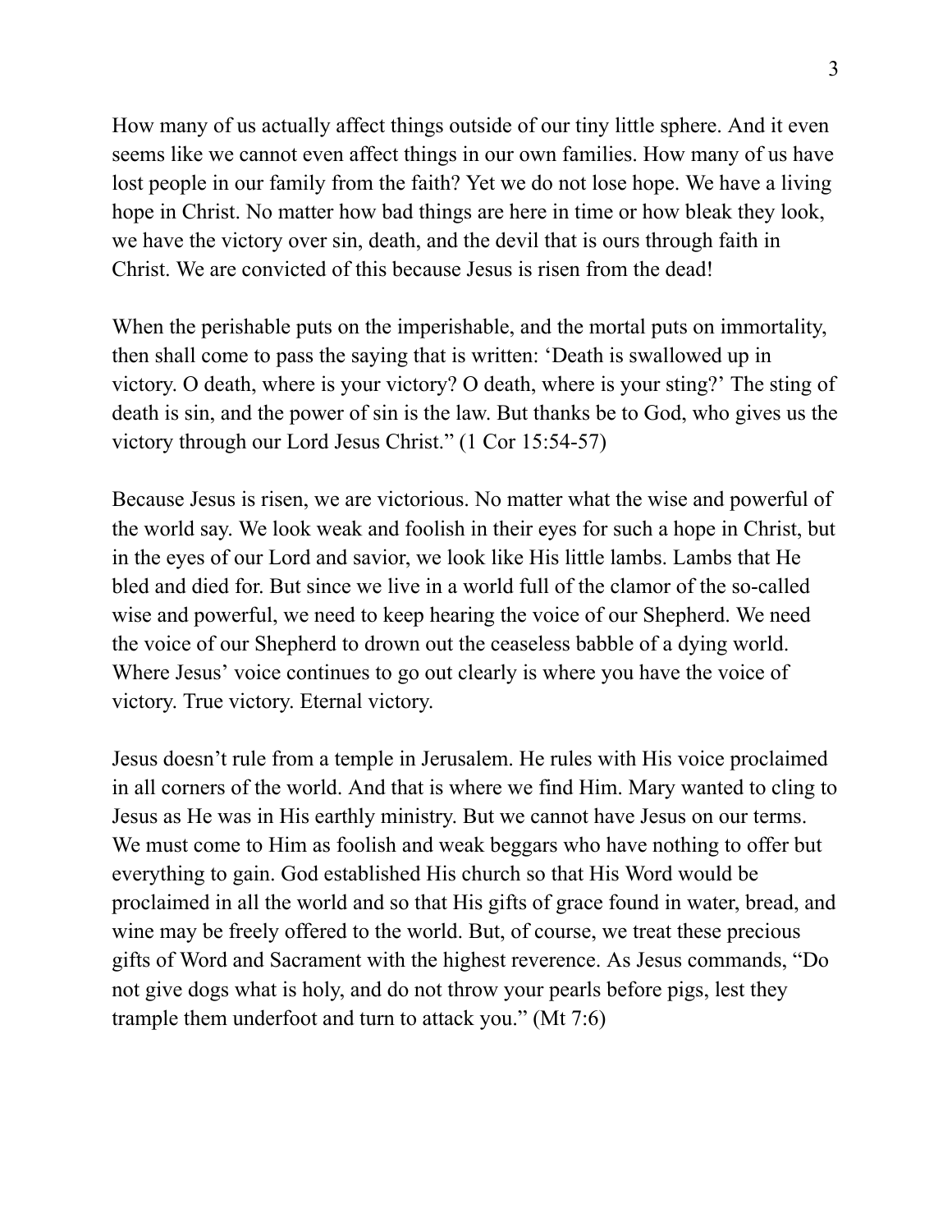How many of us actually affect things outside of our tiny little sphere. And it even seems like we cannot even affect things in our own families. How many of us have lost people in our family from the faith? Yet we do not lose hope. We have a living hope in Christ. No matter how bad things are here in time or how bleak they look, we have the victory over sin, death, and the devil that is ours through faith in Christ. We are convicted of this because Jesus is risen from the dead!

When the perishable puts on the imperishable, and the mortal puts on immortality, then shall come to pass the saying that is written: 'Death is swallowed up in victory. O death, where is your victory? O death, where is your sting?' The sting of death is sin, and the power of sin is the law. But thanks be to God, who gives us the victory through our Lord Jesus Christ." (1 Cor 15:54-57)

Because Jesus is risen, we are victorious. No matter what the wise and powerful of the world say. We look weak and foolish in their eyes for such a hope in Christ, but in the eyes of our Lord and savior, we look like His little lambs. Lambs that He bled and died for. But since we live in a world full of the clamor of the so-called wise and powerful, we need to keep hearing the voice of our Shepherd. We need the voice of our Shepherd to drown out the ceaseless babble of a dying world. Where Jesus' voice continues to go out clearly is where you have the voice of victory. True victory. Eternal victory.

Jesus doesn't rule from a temple in Jerusalem. He rules with His voice proclaimed in all corners of the world. And that is where we find Him. Mary wanted to cling to Jesus as He was in His earthly ministry. But we cannot have Jesus on our terms. We must come to Him as foolish and weak beggars who have nothing to offer but everything to gain. God established His church so that His Word would be proclaimed in all the world and so that His gifts of grace found in water, bread, and wine may be freely offered to the world. But, of course, we treat these precious gifts of Word and Sacrament with the highest reverence. As Jesus commands, "Do not give dogs what is holy, and do not throw your pearls before pigs, lest they trample them underfoot and turn to attack you." (Mt 7:6)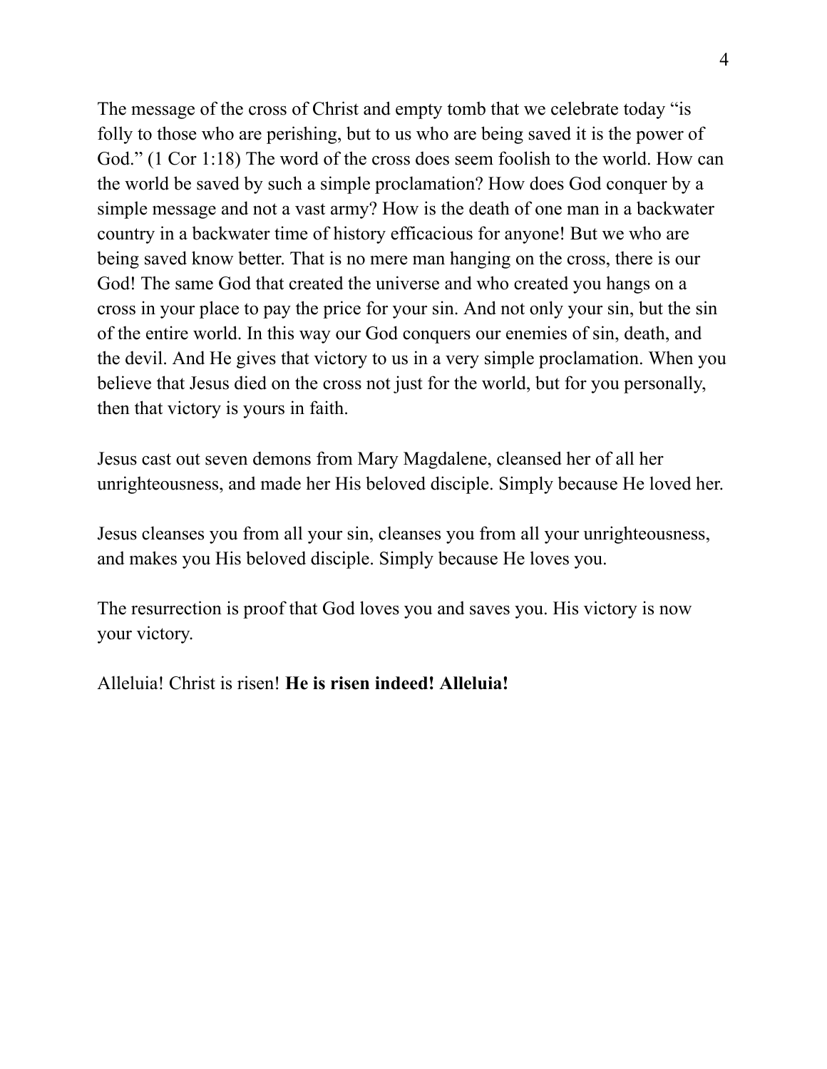The message of the cross of Christ and empty tomb that we celebrate today "is folly to those who are perishing, but to us who are being saved it is the power of God." (1 Cor 1:18) The word of the cross does seem foolish to the world. How can the world be saved by such a simple proclamation? How does God conquer by a simple message and not a vast army? How is the death of one man in a backwater country in a backwater time of history efficacious for anyone! But we who are being saved know better. That is no mere man hanging on the cross, there is our God! The same God that created the universe and who created you hangs on a cross in your place to pay the price for your sin. And not only your sin, but the sin of the entire world. In this way our God conquers our enemies of sin, death, and the devil. And He gives that victory to us in a very simple proclamation. When you believe that Jesus died on the cross not just for the world, but for you personally, then that victory is yours in faith.

Jesus cast out seven demons from Mary Magdalene, cleansed her of all her unrighteousness, and made her His beloved disciple. Simply because He loved her.

Jesus cleanses you from all your sin, cleanses you from all your unrighteousness, and makes you His beloved disciple. Simply because He loves you.

The resurrection is proof that God loves you and saves you. His victory is now your victory.

Alleluia! Christ is risen! **He is risen indeed! Alleluia!**